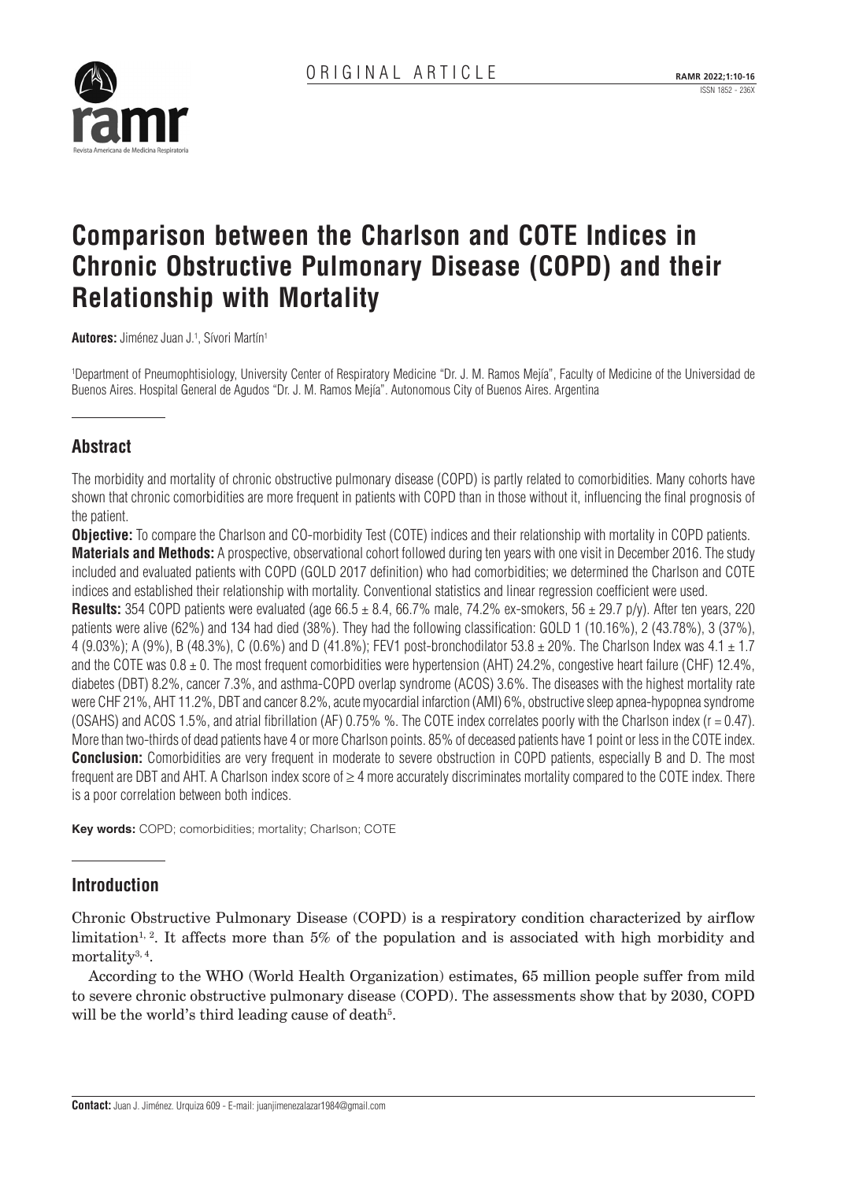ORIGINAL ARTICLE

# Comparison between the Charlson and COTE Indices in Chronic Obstructive Pulmonary Disease (COPD) and their Relationship with Mortality

**Autores:** Jiménez Juan J.[1], Sívori Martín[1]

[1]Department of Pneumophtisiology, University Center of Respiratory Medicine "Dr. J. M. Ramos Mejía", Faculty of Medicine of the Universidad de Buenos Aires. Hospital General de Agudos "Dr. J. M. Ramos Mejía". Autonomous City of Buenos Aires. Argentina

## Abstract

The morbidity and mortality of chronic obstructive pulmonary disease (COPD) is partly related to comorbidities. Many cohorts have shown that chronic comorbidities are more frequent in patients with COPD than in those without it, influencing the final prognosis of the patient.

**Objective:** To compare the Charlson and CO-morbidity Test (COTE) indices and their relationship with mortality in COPD patients.

**Materials and Methods:** A prospective, observational cohort followed during ten years with one visit in December 2016. The study included and evaluated patients with COPD (GOLD 2017 definition) who had comorbidities; we determined the Charlson and COTE indices and established their relationship with mortality. Conventional statistics and linear regression coefficient were used.

**Results:** 354 COPD patients were evaluated (age 66.5 ± 8.4, 66.7% male, 74.2% ex-smokers, 56 ± 29.7 p/y). After ten years, 220 patients were alive (62%) and 134 had died (38%). They had the following classification: GOLD 1 (10.16%), 2 (43.78%), 3 (37%), 4 (9.03%); A (9%), B (48.3%), C (0.6%) and D (41.8%); FEV1 post-bronchodilator 53.8 ± 20%. The Charlson Index was 4.1 ± 1.7 and the COTE was 0.8 ± 0. The most frequent comorbidities were hypertension (AHT) 24.2%, congestive heart failure (CHF) 12.4%, diabetes (DBT) 8.2%, cancer 7.3%, and asthma-COPD overlap syndrome (ACOS) 3.6%. The diseases with the highest mortality rate were CHF 21%, AHT 11.2%, DBT and cancer 8.2%, acute myocardial infarction (AMI) 6%, obstructive sleep apnea-hypopnea syndrome (OSAHS) and ACOS 1.5%, and atrial fibrillation (AF) 0.75% %. The COTE index correlates poorly with the Charlson index ($r = 0.47$). More than two-thirds of dead patients have 4 or more Charlson points. 85% of deceased patients have 1 point or less in the COTE index.

**Conclusion:** Comorbidities are very frequent in moderate to severe obstruction in COPD patients, especially B and D. The most frequent are DBT and AHT. A Charlson index score of ≥ 4 more accurately discriminates mortality compared to the COTE index. There is a poor correlation between both indices.

**Key words:** COPD; comorbidities; mortality; Charlson; COTE

## Introduction

Chronic Obstructive Pulmonary Disease (COPD) is a respiratory condition characterized by airflow limitation[1, 2]. It affects more than 5% of the population and is associated with high morbidity and mortality[3, 4].

According to the WHO (World Health Organization) estimates, 65 million people suffer from mild to severe chronic obstructive pulmonary disease (COPD). The assessments show that by 2030, COPD will be the world's third leading cause of death[5].

**Contact:** Juan J. Jiménez. Urquiza 609 - E-mail: juanjimenezalazar1984@gmail.com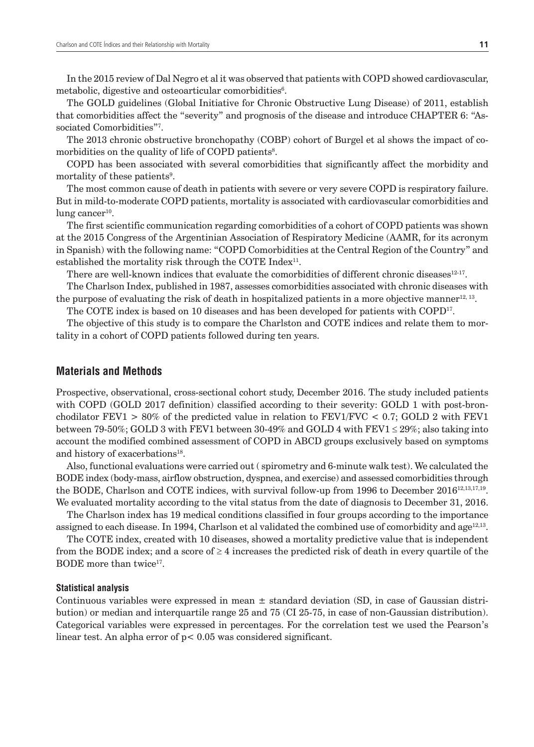In the 2015 review of Dal Negro et al it was observed that patients with COPD showed cardiovascular, metabolic, digestive and osteoarticular comorbidities[6].

The GOLD guidelines (Global Initiative for Chronic Obstructive Lung Disease) of 2011, establish that comorbidities affect the "severity" and prognosis of the disease and introduce CHAPTER 6: "Associated Comorbidities"[7].

The 2013 chronic obstructive bronchopathy (COBP) cohort of Burgel et al shows the impact of comorbidities on the quality of life of COPD patients[8].

COPD has been associated with several comorbidities that significantly affect the morbidity and mortality of these patients[9].

The most common cause of death in patients with severe or very severe COPD is respiratory failure. But in mild-to-moderate COPD patients, mortality is associated with cardiovascular comorbidities and lung cancer[10].

The first scientific communication regarding comorbidities of a cohort of COPD patients was shown at the 2015 Congress of the Argentinian Association of Respiratory Medicine (AAMR, for its acronym in Spanish) with the following name: "COPD Comorbidities at the Central Region of the Country" and established the mortality risk through the COTE Index[11].

There are well-known indices that evaluate the comorbidities of different chronic diseases[12-17].

The Charlson Index, published in 1987, assesses comorbidities associated with chronic diseases with the purpose of evaluating the risk of death in hospitalized patients in a more objective manner[12, 13].

The COTE index is based on 10 diseases and has been developed for patients with COPD[17].

The objective of this study is to compare the Charlston and COTE indices and relate them to mortality in a cohort of COPD patients followed during ten years.

## Materials and Methods

Prospective, observational, cross-sectional cohort study, December 2016. The study included patients with COPD (GOLD 2017 definition) classified according to their severity: GOLD 1 with post-bronchodilator FEV1 > 80% of the predicted value in relation to FEV1/FVC < 0.7; GOLD 2 with FEV1 between 79-50%; GOLD 3 with FEV1 between 30-49% and GOLD 4 with FEV1 ≤ 29%; also taking into account the modified combined assessment of COPD in ABCD groups exclusively based on symptoms and history of exacerbations[18].

Also, functional evaluations were carried out ( spirometry and 6-minute walk test). We calculated the BODE index (body-mass, airflow obstruction, dyspnea, and exercise) and assessed comorbidities through the BODE, Charlson and COTE indices, with survival follow-up from 1996 to December 2016[12,13,17,19]. We evaluated mortality according to the vital status from the date of diagnosis to December 31, 2016.

The Charlson index has 19 medical conditions classified in four groups according to the importance assigned to each disease. In 1994, Charlson et al validated the combined use of comorbidity and age[12,13].

The COTE index, created with 10 diseases, showed a mortality predictive value that is independent from the BODE index; and a score of ≥ 4 increases the predicted risk of death in every quartile of the BODE more than twice[17].

### Statistical analysis

Continuous variables were expressed in mean ± standard deviation (SD, in case of Gaussian distribution) or median and interquartile range 25 and 75 (CI 25-75, in case of non-Gaussian distribution). Categorical variables were expressed in percentages. For the correlation test we used the Pearson's linear test. An alpha error of $p < 0.05$ was considered significant.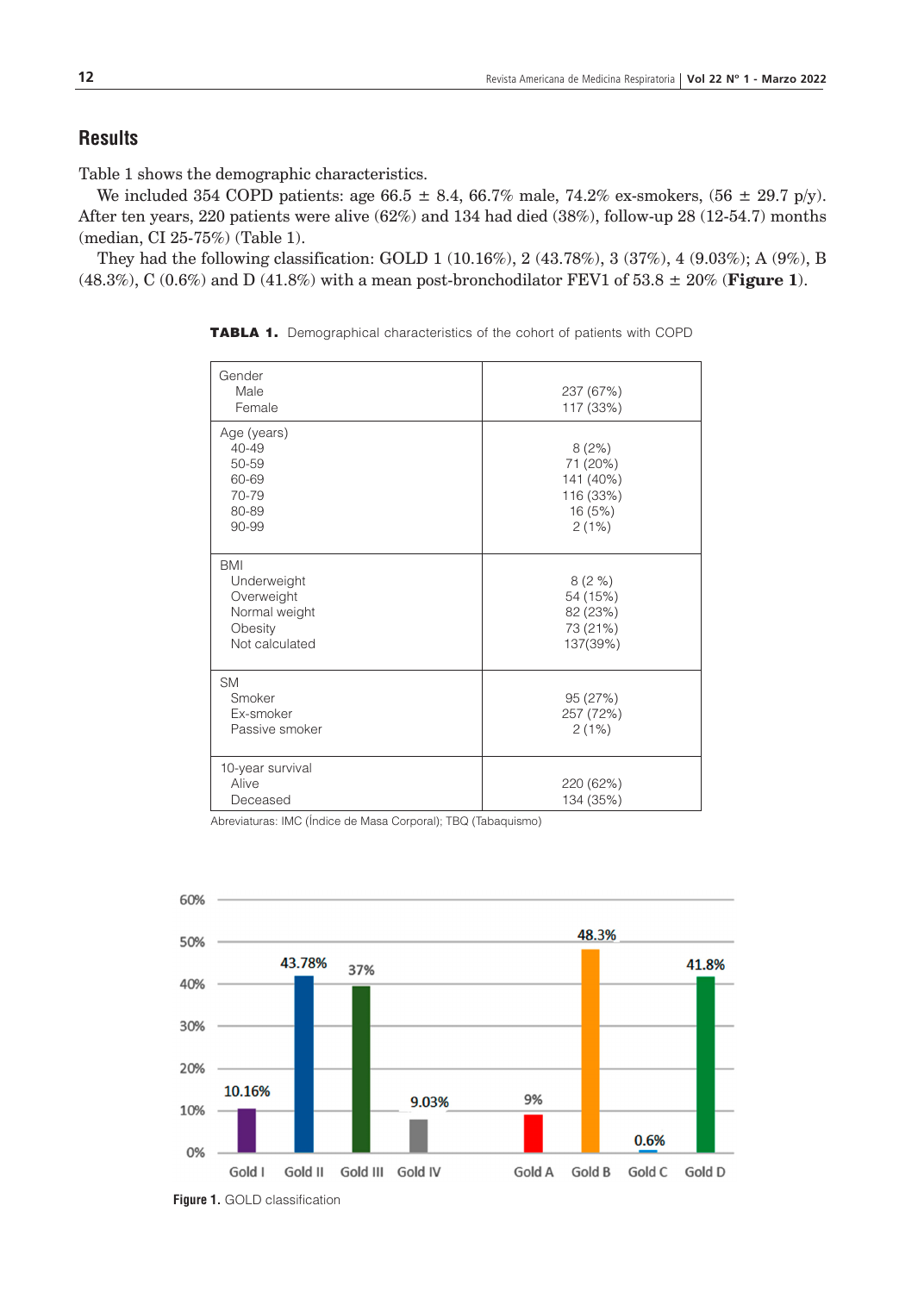## Results

Table 1 shows the demographic characteristics.

We included 354 COPD patients: age 66.5 ± 8.4, 66.7% male, 74.2% ex-smokers, (56 ± 29.7 p/y). After ten years, 220 patients were alive (62%) and 134 had died (38%), follow-up 28 (12-54.7) months (median, CI 25-75%) (Table 1).

They had the following classification: GOLD 1 (10.16%), 2 (43.78%), 3 (37%), 4 (9.03%); A (9%), B (48.3%), C (0.6%) and D (41.8%) with a mean post-bronchodilator FEV1 of 53.8 ± 20% (**Figure 1**).

**TABLA 1.** Demographical characteristics of the cohort of patients with COPD

| | |
|---|---|
| Gender | |
| Male | 237 (67%) |
| Female | 117 (33%) |
| Age (years) | |
| 40-49 | 8 (2%) |
| 50-59 | 71 (20%) |
| 60-69 | 141 (40%) |
| 70-79 | 116 (33%) |
| 80-89 | 16 (5%) |
| 90-99 | 2 (1%) |
| BMI | |
| Underweight | 8 (2 %) |
| Overweight | 54 (15%) |
| Normal weight | 82 (23%) |
| Obesity | 73 (21%) |
| Not calculated | 137(39%) |
| SM | |
| Smoker | 95 (27%) |
| Ex-smoker | 257 (72%) |
| Passive smoker | 2 (1%) |
| 10-year survival | |
| Alive | 220 (62%) |
| Deceased | 134 (35%) |

Abreviaturas: IMC (Índice de Masa Corporal); TBQ (Tabaquismo)

| | Gold I | Gold II | Gold III | Gold IV | Gold A | Gold B | Gold C | Gold D |
|---|---|---|---|---|---|---|---|---|
| % | 10.16% | 43.78% | 37% | 9.03% | 9% | 48.3% | 0.6% | 41.8% |

**Figure 1.** GOLD classification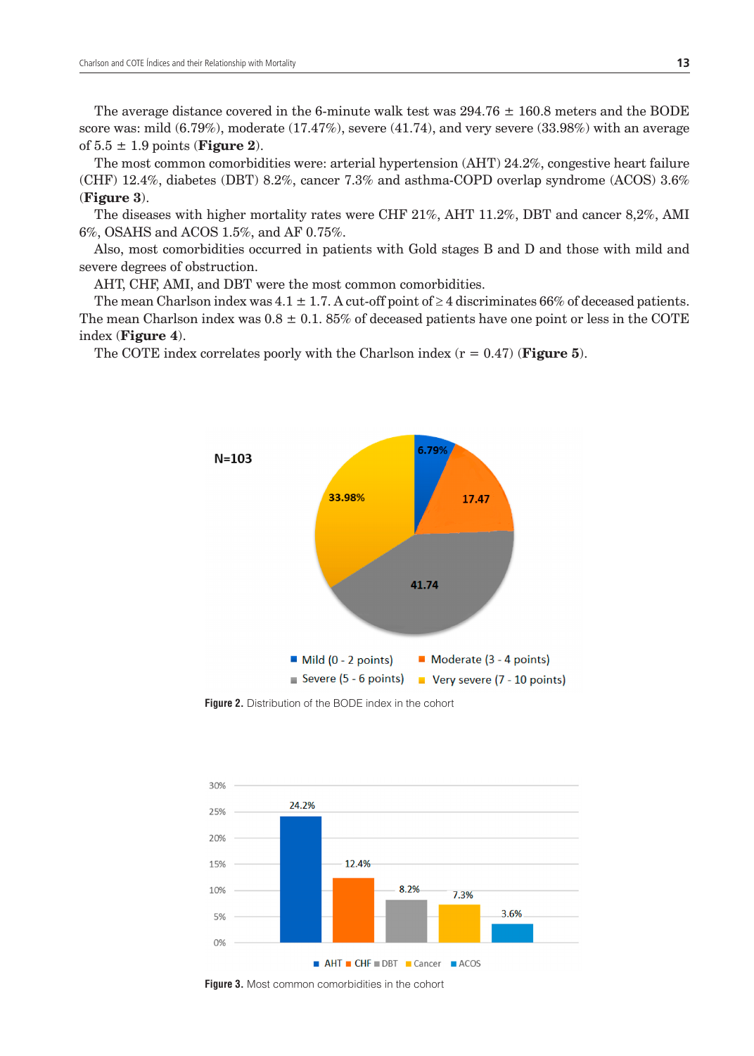The average distance covered in the 6-minute walk test was 294.76 ± 160.8 meters and the BODE score was: mild (6.79%), moderate (17.47%), severe (41.74), and very severe (33.98%) with an average of 5.5 ± 1.9 points (**Figure 2**).

The most common comorbidities were: arterial hypertension (AHT) 24.2%, congestive heart failure (CHF) 12.4%, diabetes (DBT) 8.2%, cancer 7.3% and asthma-COPD overlap syndrome (ACOS) 3.6% (**Figure 3**).

The diseases with higher mortality rates were CHF 21%, AHT 11.2%, DBT and cancer 8,2%, AMI 6%, OSAHS and ACOS 1.5%, and AF 0.75%.

Also, most comorbidities occurred in patients with Gold stages B and D and those with mild and severe degrees of obstruction.

AHT, CHF, AMI, and DBT were the most common comorbidities.

The mean Charlson index was 4.1 ± 1.7. A cut-off point of ≥ 4 discriminates 66% of deceased patients. The mean Charlson index was 0.8 ± 0.1. 85% of deceased patients have one point or less in the COTE index (**Figure 4**).

The COTE index correlates poorly with the Charlson index (r = 0.47) (**Figure 5**).

**Figure 2.** Distribution of the BODE index in the cohort

**Figure 3.** Most common comorbidities in the cohort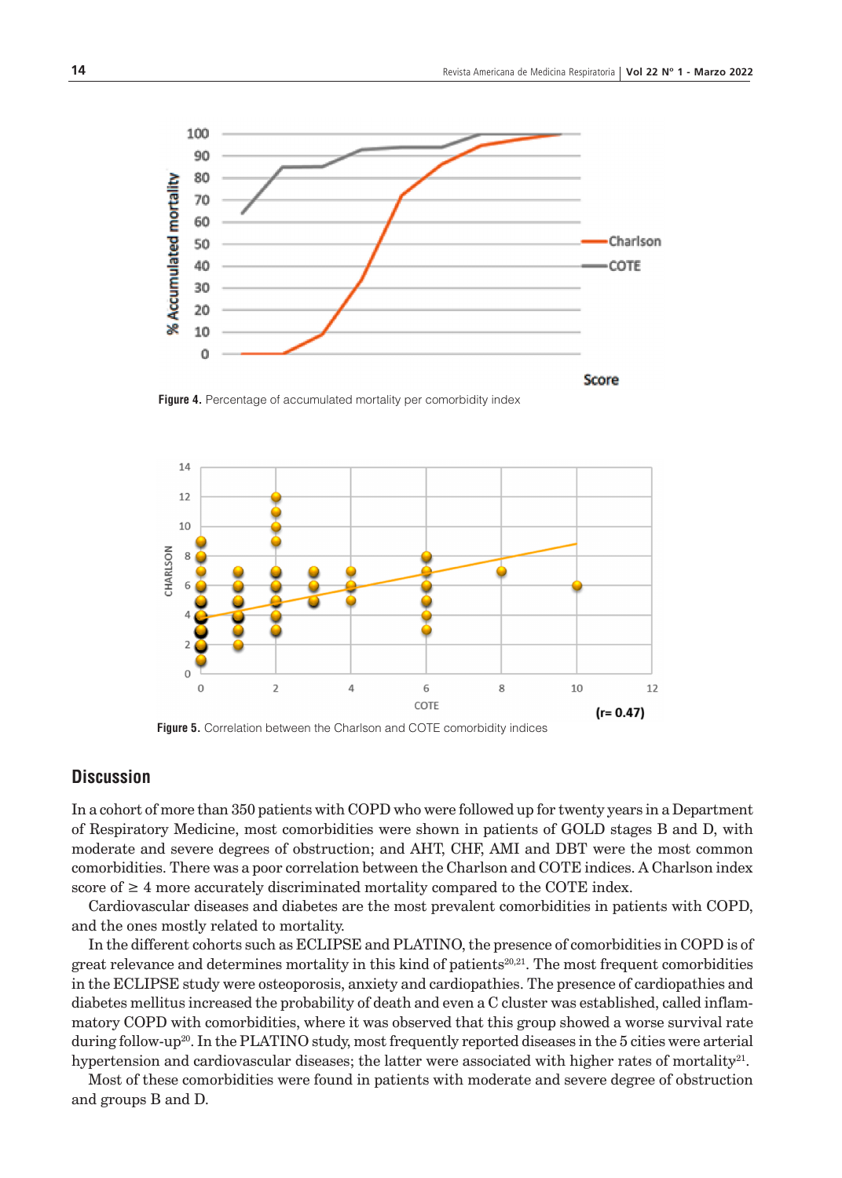Figure 4. Percentage of accumulated mortality per comorbidity index

Figure 5. Correlation between the Charlson and COTE comorbidity indices

## Discussion

In a cohort of more than 350 patients with COPD who were followed up for twenty years in a Department of Respiratory Medicine, most comorbidities were shown in patients of GOLD stages B and D, with moderate and severe degrees of obstruction; and AHT, CHF, AMI and DBT were the most common comorbidities. There was a poor correlation between the Charlson and COTE indices. A Charlson index score of ≥ 4 more accurately discriminated mortality compared to the COTE index.

Cardiovascular diseases and diabetes are the most prevalent comorbidities in patients with COPD, and the ones mostly related to mortality.

In the different cohorts such as ECLIPSE and PLATINO, the presence of comorbidities in COPD is of great relevance and determines mortality in this kind of patients[20,21]. The most frequent comorbidities in the ECLIPSE study were osteoporosis, anxiety and cardiopathies. The presence of cardiopathies and diabetes mellitus increased the probability of death and even a C cluster was established, called inflammatory COPD with comorbidities, where it was observed that this group showed a worse survival rate during follow-up[20]. In the PLATINO study, most frequently reported diseases in the 5 cities were arterial hypertension and cardiovascular diseases; the latter were associated with higher rates of mortality[21].

Most of these comorbidities were found in patients with moderate and severe degree of obstruction and groups B and D.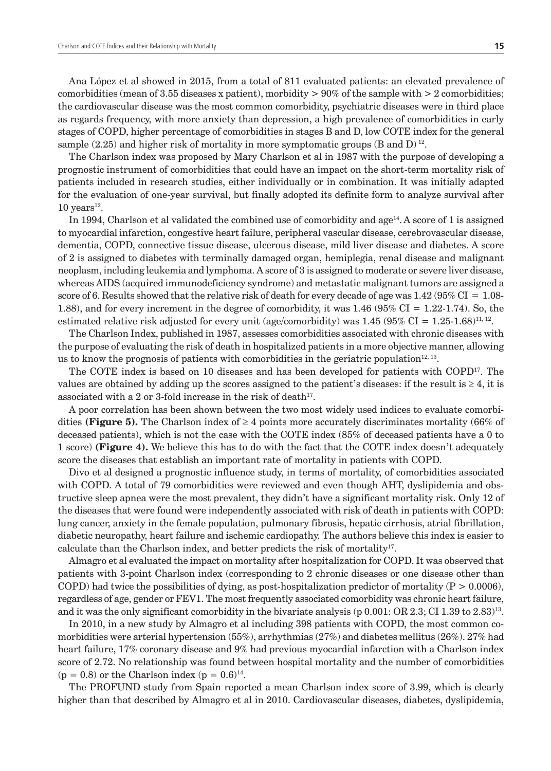Ana López et al showed in 2015, from a total of 811 evaluated patients: an elevated prevalence of comorbidities (mean of 3.55 diseases x patient), morbidity > 90% of the sample with > 2 comorbidities; the cardiovascular disease was the most common comorbidity, psychiatric diseases were in third place as regards frequency, with more anxiety than depression, a high prevalence of comorbidities in early stages of COPD, higher percentage of comorbidities in stages B and D, low COTE index for the general sample (2.25) and higher risk of mortality in more symptomatic groups (B and D) [12].

The Charlson index was proposed by Mary Charlson et al in 1987 with the purpose of developing a prognostic instrument of comorbidities that could have an impact on the short-term mortality risk of patients included in research studies, either individually or in combination. It was initially adapted for the evaluation of one-year survival, but finally adopted its definite form to analyze survival after 10 years[12].

In 1994, Charlson et al validated the combined use of comorbidity and age[14]. A score of 1 is assigned to myocardial infarction, congestive heart failure, peripheral vascular disease, cerebrovascular disease, dementia, COPD, connective tissue disease, ulcerous disease, mild liver disease and diabetes. A score of 2 is assigned to diabetes with terminally damaged organ, hemiplegia, renal disease and malignant neoplasm, including leukemia and lymphoma. A score of 3 is assigned to moderate or severe liver disease, whereas AIDS (acquired immunodeficiency syndrome) and metastatic malignant tumors are assigned a score of 6. Results showed that the relative risk of death for every decade of age was 1.42 (95% CI = 1.08-1.88), and for every increment in the degree of comorbidity, it was 1.46 (95% CI = 1.22-1.74). So, the estimated relative risk adjusted for every unit (age/comorbidity) was 1.45 (95% CI = 1.25-1.68)[11, 12].

The Charlson Index, published in 1987, assesses comorbidities associated with chronic diseases with the purpose of evaluating the risk of death in hospitalized patients in a more objective manner, allowing us to know the prognosis of patients with comorbidities in the geriatric population[12, 13].

The COTE index is based on 10 diseases and has been developed for patients with COPD[17]. The values are obtained by adding up the scores assigned to the patient's diseases: if the result is ≥ 4, it is associated with a 2 or 3-fold increase in the risk of death[17].

A poor correlation has been shown between the two most widely used indices to evaluate comorbidities **(Figure 5).** The Charlson index of ≥ 4 points more accurately discriminates mortality (66% of deceased patients), which is not the case with the COTE index (85% of deceased patients have a 0 to 1 score) **(Figure 4).** We believe this has to do with the fact that the COTE index doesn't adequately score the diseases that establish an important rate of mortality in patients with COPD.

Divo et al designed a prognostic influence study, in terms of mortality, of comorbidities associated with COPD. A total of 79 comorbidities were reviewed and even though AHT, dyslipidemia and obstructive sleep apnea were the most prevalent, they didn't have a significant mortality risk. Only 12 of the diseases that were found were independently associated with risk of death in patients with COPD: lung cancer, anxiety in the female population, pulmonary fibrosis, hepatic cirrhosis, atrial fibrillation, diabetic neuropathy, heart failure and ischemic cardiopathy. The authors believe this index is easier to calculate than the Charlson index, and better predicts the risk of mortality[17].

Almagro et al evaluated the impact on mortality after hospitalization for COPD. It was observed that patients with 3-point Charlson index (corresponding to 2 chronic diseases or one disease other than COPD) had twice the possibilities of dying, as post-hospitalization predictor of mortality ($P > 0.0006$), regardless of age, gender or FEV1. The most frequently associated comorbidity was chronic heart failure, and it was the only significant comorbidity in the bivariate analysis (p 0.001: OR 2.3; CI 1.39 to 2.83)[13].

In 2010, in a new study by Almagro et al including 398 patients with COPD, the most common comorbidities were arterial hypertension (55%), arrhythmias (27%) and diabetes mellitus (26%). 27% had heart failure, 17% coronary disease and 9% had previous myocardial infarction with a Charlson index score of 2.72. No relationship was found between hospital mortality and the number of comorbidities ($p = 0.8$) or the Charlson index ($p = 0.6$)[14].

The PROFUND study from Spain reported a mean Charlson index score of 3.99, which is clearly higher than that described by Almagro et al in 2010. Cardiovascular diseases, diabetes, dyslipidemia,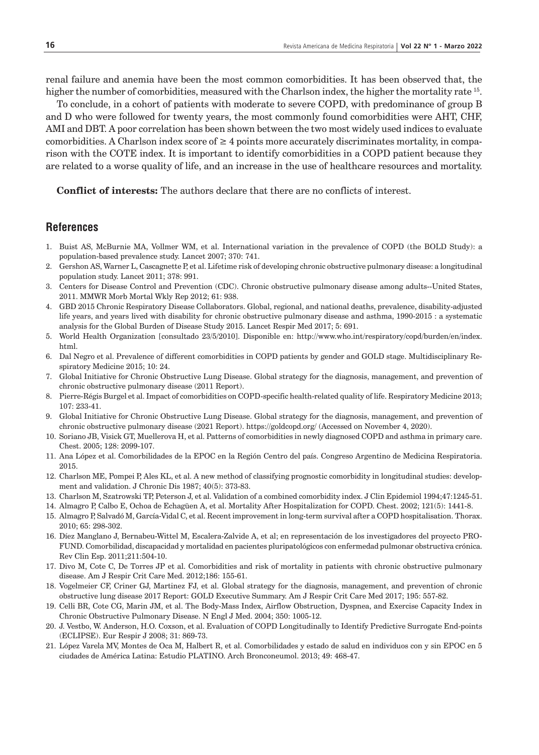renal failure and anemia have been the most common comorbidities. It has been observed that, the higher the number of comorbidities, measured with the Charlson index, the higher the mortality rate [15].

To conclude, in a cohort of patients with moderate to severe COPD, with predominance of group B and D who were followed for twenty years, the most commonly found comorbidities were AHT, CHF, AMI and DBT. A poor correlation has been shown between the two most widely used indices to evaluate comorbidities. A Charlson index score of $\geq 4$ points more accurately discriminates mortality, in comparison with the COTE index. It is important to identify comorbidities in a COPD patient because they are related to a worse quality of life, and an increase in the use of healthcare resources and mortality.

**Conflict of interests:** The authors declare that there are no conflicts of interest.

## References

1. Buist AS, McBurnie MA, Vollmer WM, et al. International variation in the prevalence of COPD (the BOLD Study): a population-based prevalence study. Lancet 2007; 370: 741.
2. Gershon AS, Warner L, Cascagnette P, et al. Lifetime risk of developing chronic obstructive pulmonary disease: a longitudinal population study. Lancet 2011; 378: 991.
3. Centers for Disease Control and Prevention (CDC). Chronic obstructive pulmonary disease among adults--United States, 2011. MMWR Morb Mortal Wkly Rep 2012; 61: 938.
4. GBD 2015 Chronic Respiratory Disease Collaborators. Global, regional, and national deaths, prevalence, disability-adjusted life years, and years lived with disability for chronic obstructive pulmonary disease and asthma, 1990-2015 : a systematic analysis for the Global Burden of Disease Study 2015. Lancet Respir Med 2017; 5: 691.
5. World Health Organization [consultado 23/5/2010]. Disponible en: http://www.who.int/respiratory/copd/burden/en/index.html.
6. Dal Negro et al. Prevalence of different comorbidities in COPD patients by gender and GOLD stage. Multidisciplinary Respiratory Medicine 2015; 10: 24.
7. Global Initiative for Chronic Obstructive Lung Disease. Global strategy for the diagnosis, management, and prevention of chronic obstructive pulmonary disease (2011 Report).
8. Pierre-Régis Burgel et al. Impact of comorbidities on COPD-specific health-related quality of life. Respiratory Medicine 2013; 107: 233-41.
9. Global Initiative for Chronic Obstructive Lung Disease. Global strategy for the diagnosis, management, and prevention of chronic obstructive pulmonary disease (2021 Report). https://goldcopd.org/ (Accessed on November 4, 2020).
10. Soriano JB, Visick GT, Muellerova H, et al. Patterns of comorbidities in newly diagnosed COPD and asthma in primary care. Chest. 2005; 128: 2099-107.
11. Ana López et al. Comorbilidades de la EPOC en la Región Centro del país. Congreso Argentino de Medicina Respiratoria. 2015.
12. Charlson ME, Pompei P, Ales KL, et al. A new method of classifying prognostic comorbidity in longitudinal studies: development and validation. J Chronic Dis 1987; 40(5): 373-83.
13. Charlson M, Szatrowski TP, Peterson J, et al. Validation of a combined comorbidity index. J Clin Epidemiol 1994;47:1245-51.
14. Almagro P, Calbo E, Ochoa de Echagüen A, et al. Mortality After Hospitalization for COPD. Chest. 2002; 121(5): 1441-8.
15. Almagro P, Salvadó M, García-Vidal C, et al. Recent improvement in long-term survival after a COPD hospitalisation. Thorax. 2010; 65: 298-302.
16. Díez Manglano J, Bernabeu-Wittel M, Escalera-Zalvide A, et al; en representación de los investigadores del proyecto PROFUND. Comorbilidad, discapacidad y mortalidad en pacientes pluripatológicos con enfermedad pulmonar obstructiva crónica. Rev Clin Esp. 2011;211:504-10.
17. Divo M, Cote C, De Torres JP et al. Comorbidities and risk of mortality in patients with chronic obstructive pulmonary disease. Am J Respir Crit Care Med. 2012;186: 155-61.
18. Vogelmeier CF, Criner GJ, Martinez FJ, et al. Global strategy for the diagnosis, management, and prevention of chronic obstructive lung disease 2017 Report: GOLD Executive Summary. Am J Respir Crit Care Med 2017; 195: 557-82.
19. Celli BR, Cote CG, Marin JM, et al. The Body-Mass Index, Airflow Obstruction, Dyspnea, and Exercise Capacity Index in Chronic Obstructive Pulmonary Disease. N Engl J Med. 2004; 350: 1005-12.
20. J. Vestbo, W. Anderson, H.O. Coxson, et al. Evaluation of COPD Longitudinally to Identify Predictive Surrogate End-points (ECLIPSE). Eur Respir J 2008; 31: 869-73.
21. López Varela MV, Montes de Oca M, Halbert R, et al. Comorbilidades y estado de salud en individuos con y sin EPOC en 5 ciudades de América Latina: Estudio PLATINO. Arch Bronconeumol. 2013; 49: 468-47.